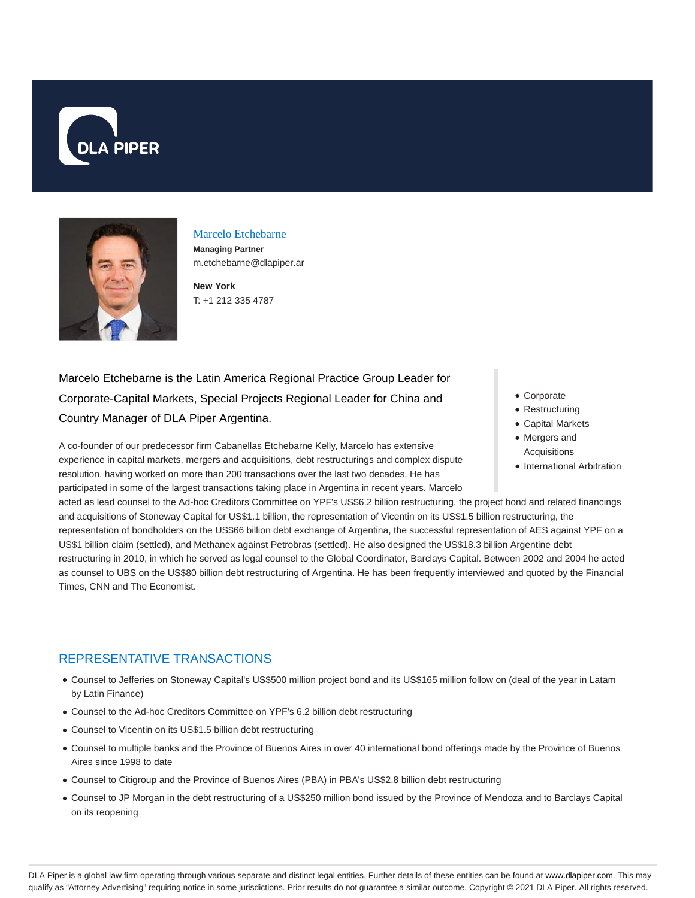DLA PIPER

## Marcelo Etchebarne

**Managing Partner**
m.etchebarne@dlapiper.ar

**New York**
T: +1 212 335 4787

- Corporate
- Restructuring
- Capital Markets
- Mergers and Acquisitions
- International Arbitration

Marcelo Etchebarne is the Latin America Regional Practice Group Leader for Corporate-Capital Markets, Special Projects Regional Leader for China and Country Manager of DLA Piper Argentina.

A co-founder of our predecessor firm Cabanellas Etchebarne Kelly, Marcelo has extensive experience in capital markets, mergers and acquisitions, debt restructurings and complex dispute resolution, having worked on more than 200 transactions over the last two decades. He has participated in some of the largest transactions taking place in Argentina in recent years. Marcelo acted as lead counsel to the Ad-hoc Creditors Committee on YPF's US$6.2 billion restructuring, the project bond and related financings and acquisitions of Stoneway Capital for US$1.1 billion, the representation of Vicentin on its US$1.5 billion restructuring, the representation of bondholders on the US$66 billion debt exchange of Argentina, the successful representation of AES against YPF on a US$1 billion claim (settled), and Methanex against Petrobras (settled). He also designed the US$18.3 billion Argentine debt restructuring in 2010, in which he served as legal counsel to the Global Coordinator, Barclays Capital. Between 2002 and 2004 he acted as counsel to UBS on the US$80 billion debt restructuring of Argentina. He has been frequently interviewed and quoted by the Financial Times, CNN and The Economist.

## REPRESENTATIVE TRANSACTIONS

- Counsel to Jefferies on Stoneway Capital's US$500 million project bond and its US$165 million follow on (deal of the year in Latam by Latin Finance)
- Counsel to the Ad-hoc Creditors Committee on YPF's 6.2 billion debt restructuring
- Counsel to Vicentin on its US$1.5 billion debt restructuring
- Counsel to multiple banks and the Province of Buenos Aires in over 40 international bond offerings made by the Province of Buenos Aires since 1998 to date
- Counsel to Citigroup and the Province of Buenos Aires (PBA) in PBA's US$2.8 billion debt restructuring
- Counsel to JP Morgan in the debt restructuring of a US$250 million bond issued by the Province of Mendoza and to Barclays Capital on its reopening

DLA Piper is a global law firm operating through various separate and distinct legal entities. Further details of these entities can be found at www.dlapiper.com. This may qualify as "Attorney Advertising" requiring notice in some jurisdictions. Prior results do not guarantee a similar outcome. Copyright © 2021 DLA Piper. All rights reserved.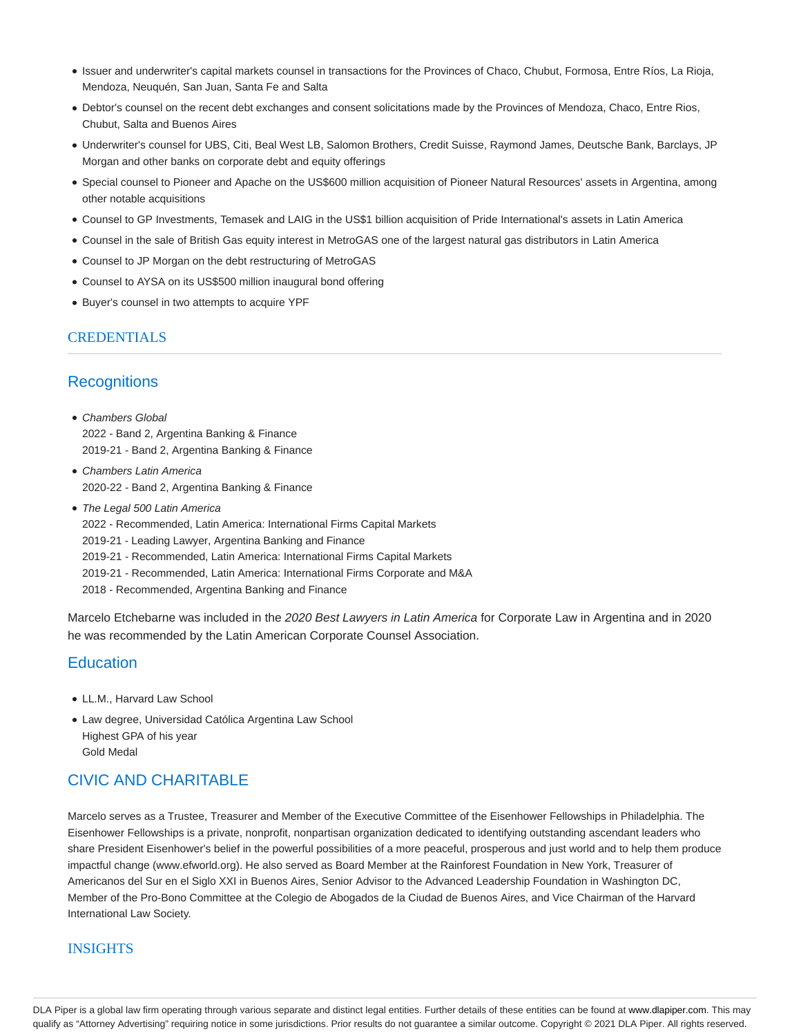- Issuer and underwriter's capital markets counsel in transactions for the Provinces of Chaco, Chubut, Formosa, Entre Ríos, La Rioja, Mendoza, Neuquén, San Juan, Santa Fe and Salta
- Debtor's counsel on the recent debt exchanges and consent solicitations made by the Provinces of Mendoza, Chaco, Entre Rios, Chubut, Salta and Buenos Aires
- Underwriter's counsel for UBS, Citi, Beal West LB, Salomon Brothers, Credit Suisse, Raymond James, Deutsche Bank, Barclays, JP Morgan and other banks on corporate debt and equity offerings
- Special counsel to Pioneer and Apache on the US$600 million acquisition of Pioneer Natural Resources' assets in Argentina, among other notable acquisitions
- Counsel to GP Investments, Temasek and LAIG in the US$1 billion acquisition of Pride International's assets in Latin America
- Counsel in the sale of British Gas equity interest in MetroGAS one of the largest natural gas distributors in Latin America
- Counsel to JP Morgan on the debt restructuring of MetroGAS
- Counsel to AYSA on its US$500 million inaugural bond offering
- Buyer's counsel in two attempts to acquire YPF

## CREDENTIALS

### Recognitions

- *Chambers Global*  
  2022 - Band 2, Argentina Banking & Finance  
  2019-21 - Band 2, Argentina Banking & Finance
- *Chambers Latin America*  
  2020-22 - Band 2, Argentina Banking & Finance
- *The Legal 500 Latin America*  
  2022 - Recommended, Latin America: International Firms Capital Markets  
  2019-21 - Leading Lawyer, Argentina Banking and Finance  
  2019-21 - Recommended, Latin America: International Firms Capital Markets  
  2019-21 - Recommended, Latin America: International Firms Corporate and M&A  
  2018 - Recommended, Argentina Banking and Finance

Marcelo Etchebarne was included in the *2020 Best Lawyers in Latin America* for Corporate Law in Argentina and in 2020 he was recommended by the Latin American Corporate Counsel Association.

### Education

- LL.M., Harvard Law School
- Law degree, Universidad Católica Argentina Law School  
  Highest GPA of his year  
  Gold Medal

## CIVIC AND CHARITABLE

Marcelo serves as a Trustee, Treasurer and Member of the Executive Committee of the Eisenhower Fellowships in Philadelphia. The Eisenhower Fellowships is a private, nonprofit, nonpartisan organization dedicated to identifying outstanding ascendant leaders who share President Eisenhower's belief in the powerful possibilities of a more peaceful, prosperous and just world and to help them produce impactful change (www.efworld.org). He also served as Board Member at the Rainforest Foundation in New York, Treasurer of Americanos del Sur en el Siglo XXI in Buenos Aires, Senior Advisor to the Advanced Leadership Foundation in Washington DC, Member of the Pro-Bono Committee at the Colegio de Abogados de la Ciudad de Buenos Aires, and Vice Chairman of the Harvard International Law Society.

## INSIGHTS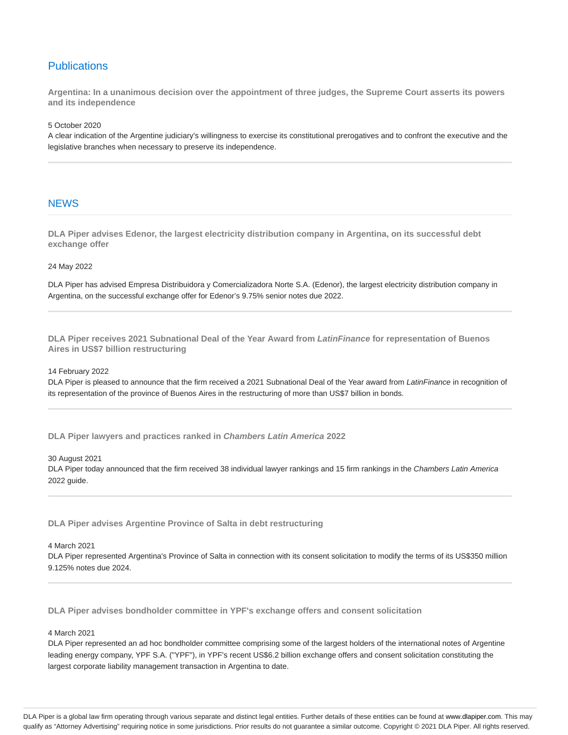## Publications

**Argentina: In a unanimous decision over the appointment of three judges, the Supreme Court asserts its powers and its independence**

5 October 2020

A clear indication of the Argentine judiciary's willingness to exercise its constitutional prerogatives and to confront the executive and the legislative branches when necessary to preserve its independence.

## NEWS

**DLA Piper advises Edenor, the largest electricity distribution company in Argentina, on its successful debt exchange offer**

24 May 2022

DLA Piper has advised Empresa Distribuidora y Comercializadora Norte S.A. (Edenor), the largest electricity distribution company in Argentina, on the successful exchange offer for Edenor's 9.75% senior notes due 2022.

**DLA Piper receives 2021 Subnational Deal of the Year Award from *LatinFinance* for representation of Buenos Aires in US$7 billion restructuring**

14 February 2022

DLA Piper is pleased to announce that the firm received a 2021 Subnational Deal of the Year award from *LatinFinance* in recognition of its representation of the province of Buenos Aires in the restructuring of more than US$7 billion in bonds.

**DLA Piper lawyers and practices ranked in *Chambers Latin America* 2022**

30 August 2021

DLA Piper today announced that the firm received 38 individual lawyer rankings and 15 firm rankings in the *Chambers Latin America* 2022 guide.

**DLA Piper advises Argentine Province of Salta in debt restructuring**

4 March 2021

DLA Piper represented Argentina's Province of Salta in connection with its consent solicitation to modify the terms of its US$350 million 9.125% notes due 2024.

**DLA Piper advises bondholder committee in YPF's exchange offers and consent solicitation**

4 March 2021

DLA Piper represented an ad hoc bondholder committee comprising some of the largest holders of the international notes of Argentine leading energy company, YPF S.A. ("YPF"), in YPF's recent US$6.2 billion exchange offers and consent solicitation constituting the largest corporate liability management transaction in Argentina to date.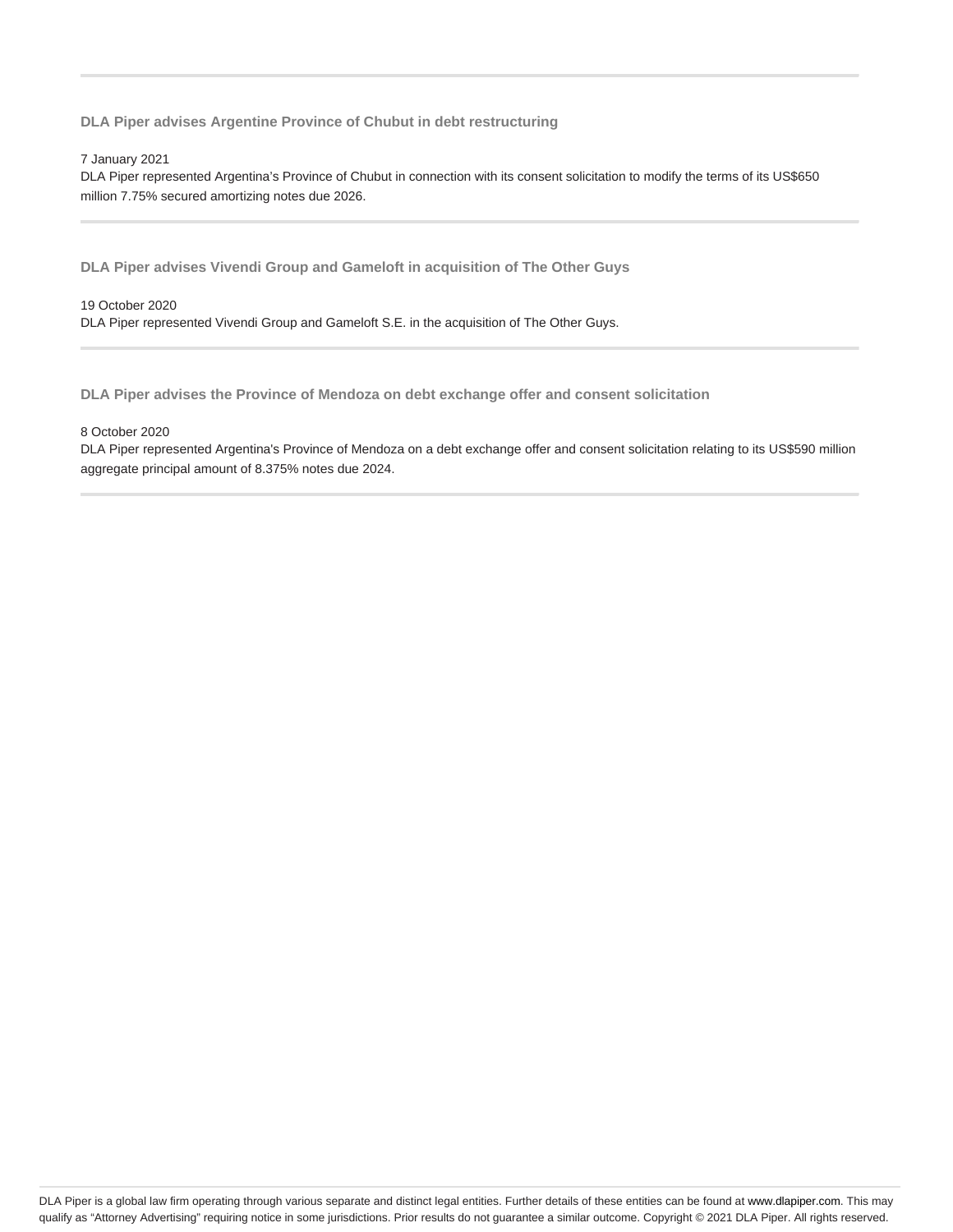**DLA Piper advises Argentine Province of Chubut in debt restructuring**

7 January 2021

DLA Piper represented Argentina's Province of Chubut in connection with its consent solicitation to modify the terms of its US$650 million 7.75% secured amortizing notes due 2026.

---

**DLA Piper advises Vivendi Group and Gameloft in acquisition of The Other Guys**

19 October 2020

DLA Piper represented Vivendi Group and Gameloft S.E. in the acquisition of The Other Guys.

---

**DLA Piper advises the Province of Mendoza on debt exchange offer and consent solicitation**

8 October 2020

DLA Piper represented Argentina's Province of Mendoza on a debt exchange offer and consent solicitation relating to its US$590 million aggregate principal amount of 8.375% notes due 2024.

---

DLA Piper is a global law firm operating through various separate and distinct legal entities. Further details of these entities can be found at www.dlapiper.com. This may qualify as "Attorney Advertising" requiring notice in some jurisdictions. Prior results do not guarantee a similar outcome. Copyright © 2021 DLA Piper. All rights reserved.